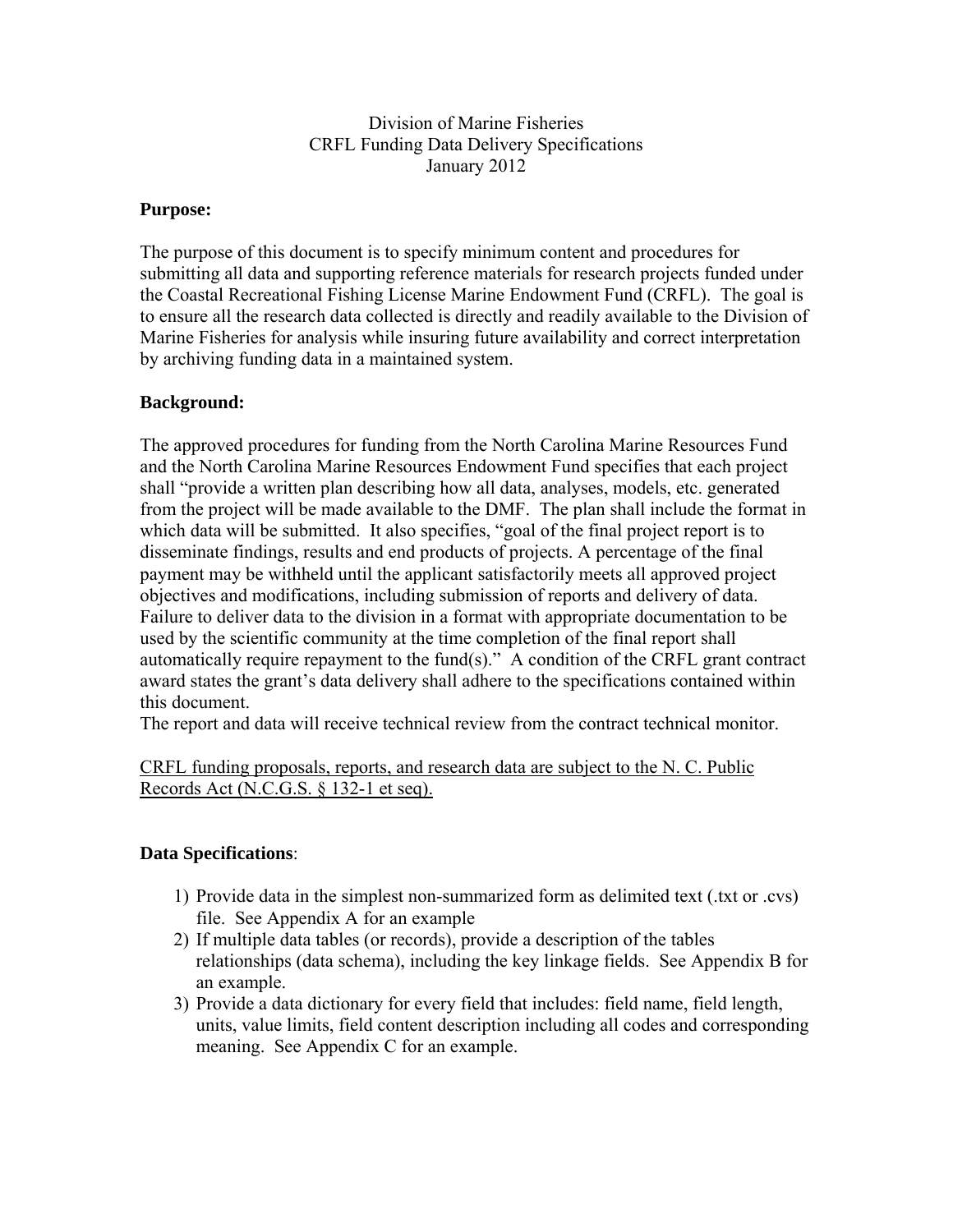Division of Marine Fisheries
CRFL Funding Data Delivery Specifications
January 2012

**Purpose:**

The purpose of this document is to specify minimum content and procedures for submitting all data and supporting reference materials for research projects funded under the Coastal Recreational Fishing License Marine Endowment Fund (CRFL). The goal is to ensure all the research data collected is directly and readily available to the Division of Marine Fisheries for analysis while insuring future availability and correct interpretation by archiving funding data in a maintained system.

**Background:**

The approved procedures for funding from the North Carolina Marine Resources Fund and the North Carolina Marine Resources Endowment Fund specifies that each project shall "provide a written plan describing how all data, analyses, models, etc. generated from the project will be made available to the DMF. The plan shall include the format in which data will be submitted. It also specifies, "goal of the final project report is to disseminate findings, results and end products of projects. A percentage of the final payment may be withheld until the applicant satisfactorily meets all approved project objectives and modifications, including submission of reports and delivery of data. Failure to deliver data to the division in a format with appropriate documentation to be used by the scientific community at the time completion of the final report shall automatically require repayment to the fund(s)." A condition of the CRFL grant contract award states the grant's data delivery shall adhere to the specifications contained within this document.
The report and data will receive technical review from the contract technical monitor.

<u>CRFL funding proposals, reports, and research data are subject to the N. C. Public Records Act (N.C.G.S. § 132-1 et seq).</u>

**Data Specifications**:

1) Provide data in the simplest non-summarized form as delimited text (.txt or .cvs) file. See Appendix A for an example
2) If multiple data tables (or records), provide a description of the tables relationships (data schema), including the key linkage fields. See Appendix B for an example.
3) Provide a data dictionary for every field that includes: field name, field length, units, value limits, field content description including all codes and corresponding meaning. See Appendix C for an example.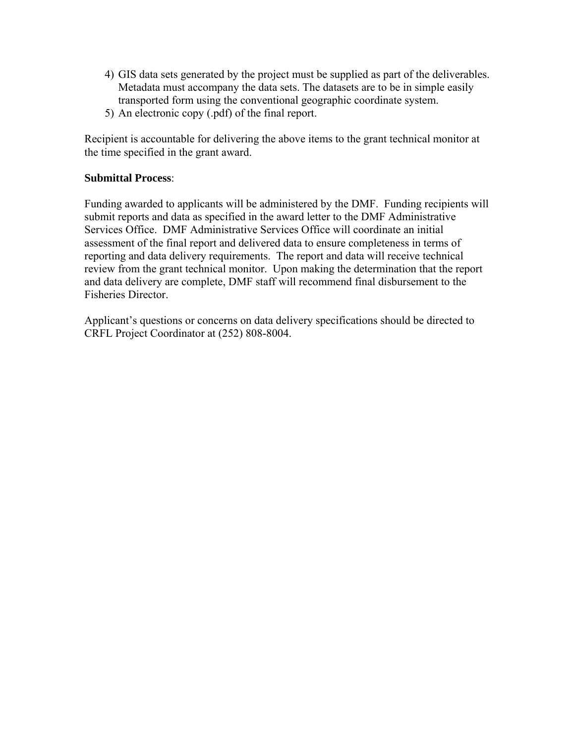4) GIS data sets generated by the project must be supplied as part of the deliverables. Metadata must accompany the data sets. The datasets are to be in simple easily transported form using the conventional geographic coordinate system.
5) An electronic copy (.pdf) of the final report.

Recipient is accountable for delivering the above items to the grant technical monitor at the time specified in the grant award.

**Submittal Process**:

Funding awarded to applicants will be administered by the DMF. Funding recipients will submit reports and data as specified in the award letter to the DMF Administrative Services Office. DMF Administrative Services Office will coordinate an initial assessment of the final report and delivered data to ensure completeness in terms of reporting and data delivery requirements. The report and data will receive technical review from the grant technical monitor. Upon making the determination that the report and data delivery are complete, DMF staff will recommend final disbursement to the Fisheries Director.

Applicant's questions or concerns on data delivery specifications should be directed to CRFL Project Coordinator at (252) 808-8004.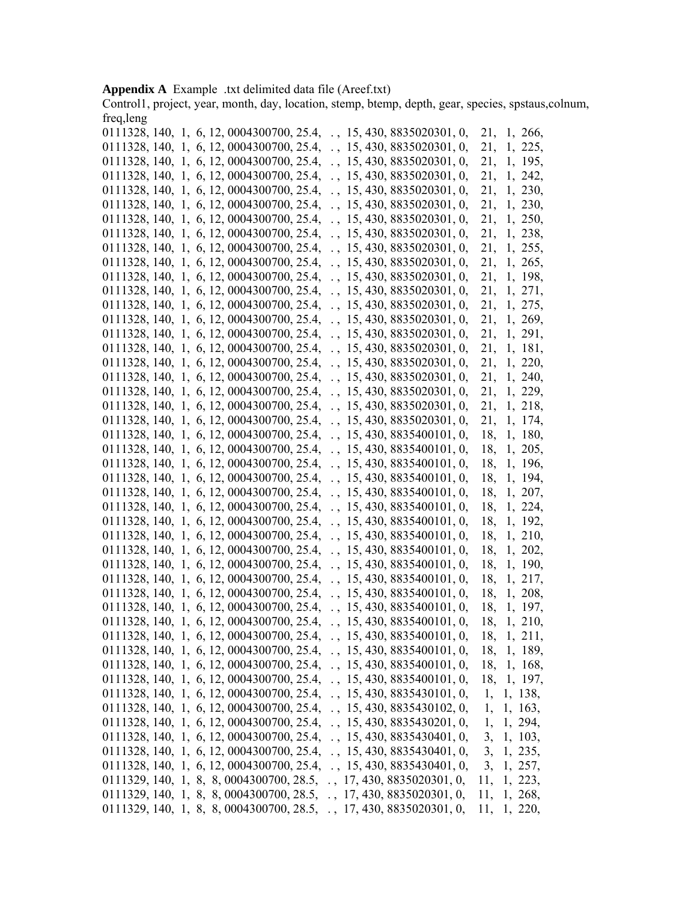**Appendix A** Example .txt delimited data file (Areef.txt)

```
Control1, project, year, month, day, location, stemp, btemp, depth, gear, species, spstaus,colnum, freq,leng
0111328, 140,  1,  6, 12, 0004300700, 25.4,   . ,  15, 430, 8835020301, 0,    21,   1,  266,
0111328, 140,  1,  6, 12, 0004300700, 25.4,   . ,  15, 430, 8835020301, 0,    21,   1,  225,
0111328, 140,  1,  6, 12, 0004300700, 25.4,   . ,  15, 430, 8835020301, 0,    21,   1,  195,
0111328, 140,  1,  6, 12, 0004300700, 25.4,   . ,  15, 430, 8835020301, 0,    21,   1,  242,
0111328, 140,  1,  6, 12, 0004300700, 25.4,   . ,  15, 430, 8835020301, 0,    21,   1,  230,
0111328, 140,  1,  6, 12, 0004300700, 25.4,   . ,  15, 430, 8835020301, 0,    21,   1,  230,
0111328, 140,  1,  6, 12, 0004300700, 25.4,   . ,  15, 430, 8835020301, 0,    21,   1,  250,
0111328, 140,  1,  6, 12, 0004300700, 25.4,   . ,  15, 430, 8835020301, 0,    21,   1,  238,
0111328, 140,  1,  6, 12, 0004300700, 25.4,   . ,  15, 430, 8835020301, 0,    21,   1,  255,
0111328, 140,  1,  6, 12, 0004300700, 25.4,   . ,  15, 430, 8835020301, 0,    21,   1,  265,
0111328, 140,  1,  6, 12, 0004300700, 25.4,   . ,  15, 430, 8835020301, 0,    21,   1,  198,
0111328, 140,  1,  6, 12, 0004300700, 25.4,   . ,  15, 430, 8835020301, 0,    21,   1,  271,
0111328, 140,  1,  6, 12, 0004300700, 25.4,   . ,  15, 430, 8835020301, 0,    21,   1,  275,
0111328, 140,  1,  6, 12, 0004300700, 25.4,   . ,  15, 430, 8835020301, 0,    21,   1,  269,
0111328, 140,  1,  6, 12, 0004300700, 25.4,   . ,  15, 430, 8835020301, 0,    21,   1,  291,
0111328, 140,  1,  6, 12, 0004300700, 25.4,   . ,  15, 430, 8835020301, 0,    21,   1,  181,
0111328, 140,  1,  6, 12, 0004300700, 25.4,   . ,  15, 430, 8835020301, 0,    21,   1,  220,
0111328, 140,  1,  6, 12, 0004300700, 25.4,   . ,  15, 430, 8835020301, 0,    21,   1,  240,
0111328, 140,  1,  6, 12, 0004300700, 25.4,   . ,  15, 430, 8835020301, 0,    21,   1,  229,
0111328, 140,  1,  6, 12, 0004300700, 25.4,   . ,  15, 430, 8835020301, 0,    21,   1,  218,
0111328, 140,  1,  6, 12, 0004300700, 25.4,   . ,  15, 430, 8835020301, 0,    21,   1,  174,
0111328, 140,  1,  6, 12, 0004300700, 25.4,   . ,  15, 430, 8835400101, 0,    18,   1,  180,
0111328, 140,  1,  6, 12, 0004300700, 25.4,   . ,  15, 430, 8835400101, 0,    18,   1,  205,
0111328, 140,  1,  6, 12, 0004300700, 25.4,   . ,  15, 430, 8835400101, 0,    18,   1,  196,
0111328, 140,  1,  6, 12, 0004300700, 25.4,   . ,  15, 430, 8835400101, 0,    18,   1,  194,
0111328, 140,  1,  6, 12, 0004300700, 25.4,   . ,  15, 430, 8835400101, 0,    18,   1,  207,
0111328, 140,  1,  6, 12, 0004300700, 25.4,   . ,  15, 430, 8835400101, 0,    18,   1,  224,
0111328, 140,  1,  6, 12, 0004300700, 25.4,   . ,  15, 430, 8835400101, 0,    18,   1,  192,
0111328, 140,  1,  6, 12, 0004300700, 25.4,   . ,  15, 430, 8835400101, 0,    18,   1,  210,
0111328, 140,  1,  6, 12, 0004300700, 25.4,   . ,  15, 430, 8835400101, 0,    18,   1,  202,
0111328, 140,  1,  6, 12, 0004300700, 25.4,   . ,  15, 430, 8835400101, 0,    18,   1,  190,
0111328, 140,  1,  6, 12, 0004300700, 25.4,   . ,  15, 430, 8835400101, 0,    18,   1,  217,
0111328, 140,  1,  6, 12, 0004300700, 25.4,   . ,  15, 430, 8835400101, 0,    18,   1,  208,
0111328, 140,  1,  6, 12, 0004300700, 25.4,   . ,  15, 430, 8835400101, 0,    18,   1,  197,
0111328, 140,  1,  6, 12, 0004300700, 25.4,   . ,  15, 430, 8835400101, 0,    18,   1,  210,
0111328, 140,  1,  6, 12, 0004300700, 25.4,   . ,  15, 430, 8835400101, 0,    18,   1,  211,
0111328, 140,  1,  6, 12, 0004300700, 25.4,   . ,  15, 430, 8835400101, 0,    18,   1,  189,
0111328, 140,  1,  6, 12, 0004300700, 25.4,   . ,  15, 430, 8835400101, 0,    18,   1,  168,
0111328, 140,  1,  6, 12, 0004300700, 25.4,   . ,  15, 430, 8835400101, 0,    18,   1,  197,
0111328, 140,  1,  6, 12, 0004300700, 25.4,   . ,  15, 430, 8835430101, 0,     1,   1,  138,
0111328, 140,  1,  6, 12, 0004300700, 25.4,   . ,  15, 430, 8835430102, 0,     1,   1,  163,
0111328, 140,  1,  6, 12, 0004300700, 25.4,   . ,  15, 430, 8835430201, 0,     1,   1,  294,
0111328, 140,  1,  6, 12, 0004300700, 25.4,   . ,  15, 430, 8835430401, 0,     3,   1,  103,
0111328, 140,  1,  6, 12, 0004300700, 25.4,   . ,  15, 430, 8835430401, 0,     3,   1,  235,
0111328, 140,  1,  6, 12, 0004300700, 25.4,   . ,  15, 430, 8835430401, 0,     3,   1,  257,
0111329, 140,  1,  8,  8, 0004300700, 28.5,   . ,  17, 430, 8835020301, 0,    11,   1,  223,
0111329, 140,  1,  8,  8, 0004300700, 28.5,   . ,  17, 430, 8835020301, 0,    11,   1,  268,
0111329, 140,  1,  8,  8, 0004300700, 28.5,   . ,  17, 430, 8835020301, 0,    11,   1,  220,
```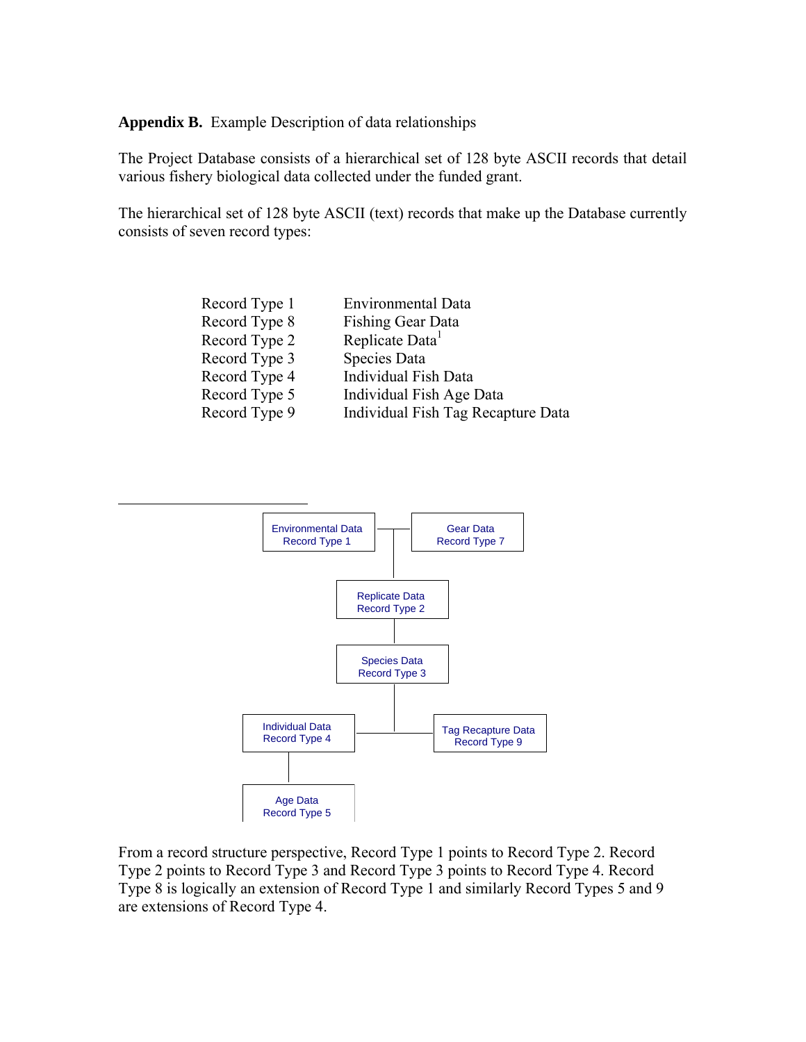**Appendix B.** Example Description of data relationships

The Project Database consists of a hierarchical set of 128 byte ASCII records that detail various fishery biological data collected under the funded grant.

The hierarchical set of 128 byte ASCII (text) records that make up the Database currently consists of seven record types:

| Record Type | Description |
|---|---|
| Record Type 1 | Environmental Data |
| Record Type 8 | Fishing Gear Data |
| Record Type 2 | Replicate Data[1] |
| Record Type 3 | Species Data |
| Record Type 4 | Individual Fish Data |
| Record Type 5 | Individual Fish Age Data |
| Record Type 9 | Individual Fish Tag Recapture Data |

Environmental Data Record Type 1

Gear Data Record Type 7

Replicate Data Record Type 2

Species Data Record Type 3

Individual Data Record Type 4

Tag Recapture Data Record Type 9

Age Data Record Type 5

From a record structure perspective, Record Type 1 points to Record Type 2. Record Type 2 points to Record Type 3 and Record Type 3 points to Record Type 4. Record Type 8 is logically an extension of Record Type 1 and similarly Record Types 5 and 9 are extensions of Record Type 4.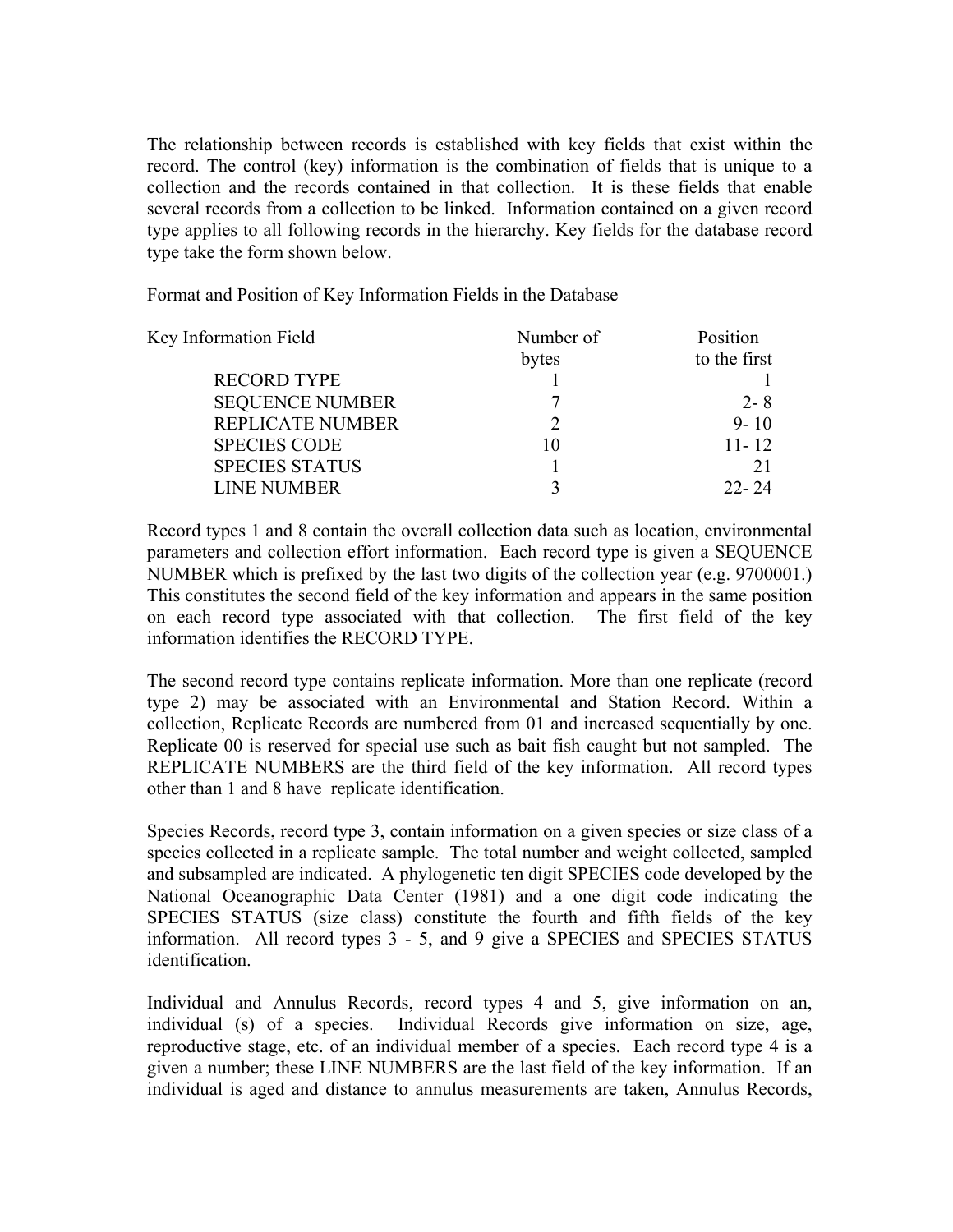The relationship between records is established with key fields that exist within the record. The control (key) information is the combination of fields that is unique to a collection and the records contained in that collection. It is these fields that enable several records from a collection to be linked. Information contained on a given record type applies to all following records in the hierarchy. Key fields for the database record type take the form shown below.

Format and Position of Key Information Fields in the Database

| Key Information Field | Number of bytes | Position to the first |
|---|---|---|
| RECORD TYPE | 1 | 1 |
| SEQUENCE NUMBER | 7 | 2- 8 |
| REPLICATE NUMBER | 2 | 9- 10 |
| SPECIES CODE | 10 | 11- 12 |
| SPECIES STATUS | 1 | 21 |
| LINE NUMBER | 3 | 22- 24 |

Record types 1 and 8 contain the overall collection data such as location, environmental parameters and collection effort information. Each record type is given a SEQUENCE NUMBER which is prefixed by the last two digits of the collection year (e.g. 9700001.) This constitutes the second field of the key information and appears in the same position on each record type associated with that collection. The first field of the key information identifies the RECORD TYPE.

The second record type contains replicate information. More than one replicate (record type 2) may be associated with an Environmental and Station Record. Within a collection, Replicate Records are numbered from 01 and increased sequentially by one. Replicate 00 is reserved for special use such as bait fish caught but not sampled. The REPLICATE NUMBERS are the third field of the key information. All record types other than 1 and 8 have replicate identification.

Species Records, record type 3, contain information on a given species or size class of a species collected in a replicate sample. The total number and weight collected, sampled and subsampled are indicated. A phylogenetic ten digit SPECIES code developed by the National Oceanographic Data Center (1981) and a one digit code indicating the SPECIES STATUS (size class) constitute the fourth and fifth fields of the key information. All record types 3 - 5, and 9 give a SPECIES and SPECIES STATUS identification.

Individual and Annulus Records, record types 4 and 5, give information on an, individual (s) of a species. Individual Records give information on size, age, reproductive stage, etc. of an individual member of a species. Each record type 4 is a given a number; these LINE NUMBERS are the last field of the key information. If an individual is aged and distance to annulus measurements are taken, Annulus Records,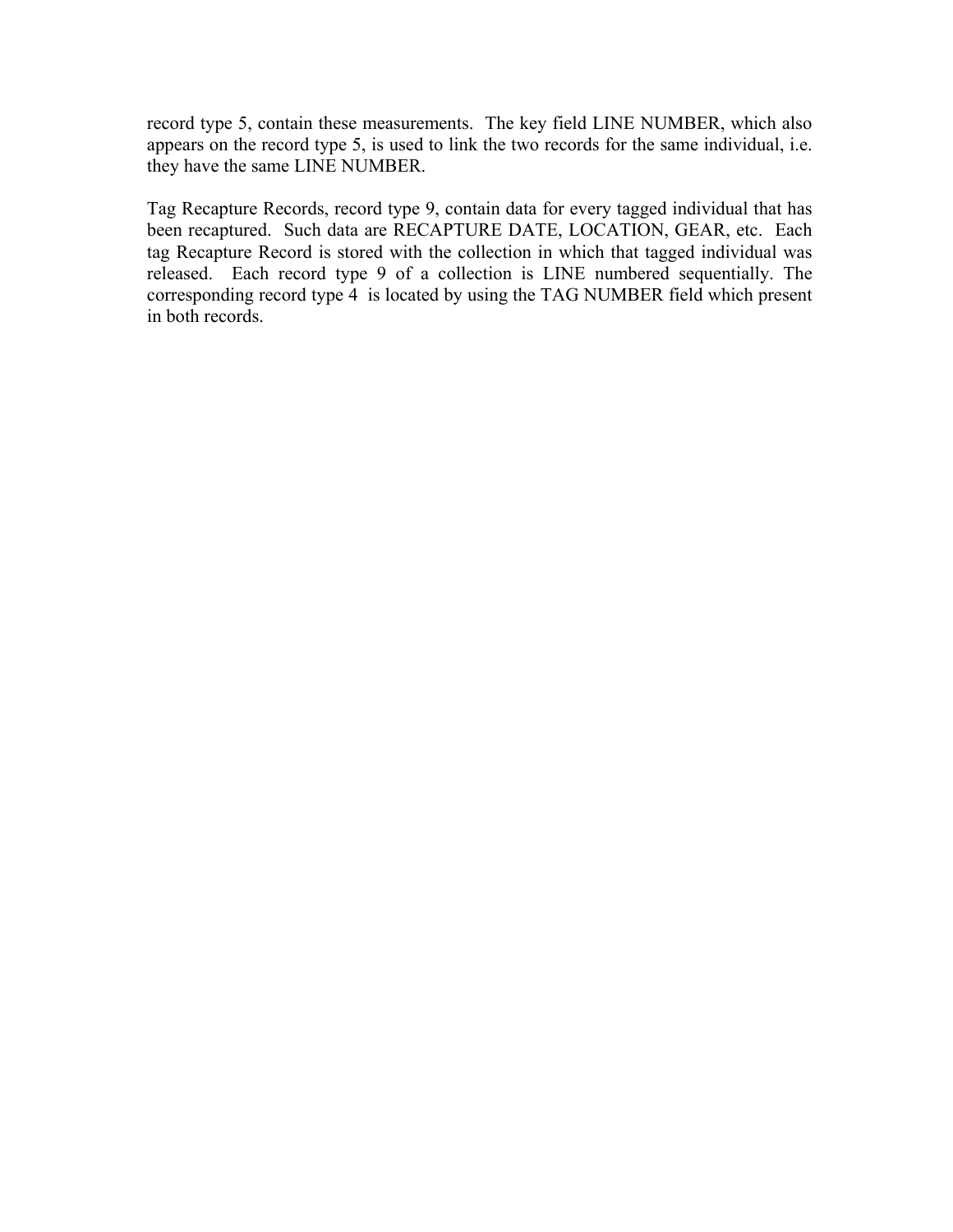record type 5, contain these measurements. The key field LINE NUMBER, which also appears on the record type 5, is used to link the two records for the same individual, i.e. they have the same LINE NUMBER.

Tag Recapture Records, record type 9, contain data for every tagged individual that has been recaptured. Such data are RECAPTURE DATE, LOCATION, GEAR, etc. Each tag Recapture Record is stored with the collection in which that tagged individual was released. Each record type 9 of a collection is LINE numbered sequentially. The corresponding record type 4 is located by using the TAG NUMBER field which present in both records.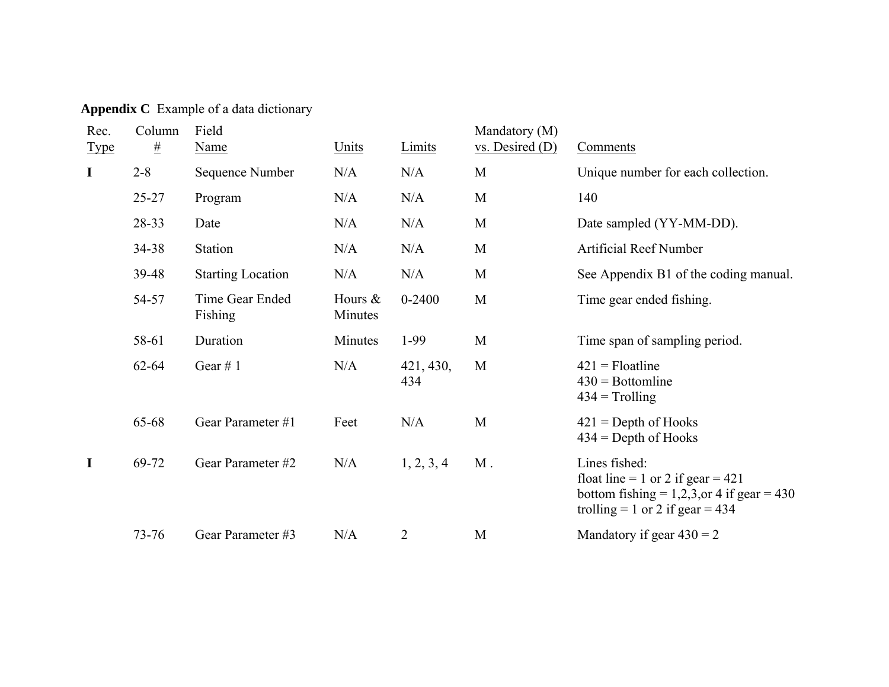**Appendix C** Example of a data dictionary

| Rec. Type | Column # | Field Name | Units | Limits | Mandatory (M) vs. Desired (D) | Comments |
|---|---|---|---|---|---|---|
| **I** | 2-8 | Sequence Number | N/A | N/A | M | Unique number for each collection. |
| | 25-27 | Program | N/A | N/A | M | 140 |
| | 28-33 | Date | N/A | N/A | M | Date sampled (YY-MM-DD). |
| | 34-38 | Station | N/A | N/A | M | Artificial Reef Number |
| | 39-48 | Starting Location | N/A | N/A | M | See Appendix B1 of the coding manual. |
| | 54-57 | Time Gear Ended Fishing | Hours & Minutes | 0-2400 | M | Time gear ended fishing. |
| | 58-61 | Duration | Minutes | 1-99 | M | Time span of sampling period. |
| | 62-64 | Gear # 1 | N/A | 421, 430, 434 | M | 421 = Floatline<br>430 = Bottomline<br>434 = Trolling |
| | 65-68 | Gear Parameter #1 | Feet | N/A | M | 421 = Depth of Hooks<br>434 = Depth of Hooks |
| **I** | 69-72 | Gear Parameter #2 | N/A | 1, 2, 3, 4 | M . | Lines fished:<br>float line = 1 or 2 if gear = 421<br>bottom fishing = 1,2,3,or 4 if gear = 430<br>trolling = 1 or 2 if gear = 434 |
| | 73-76 | Gear Parameter #3 | N/A | 2 | M | Mandatory if gear 430 = 2 |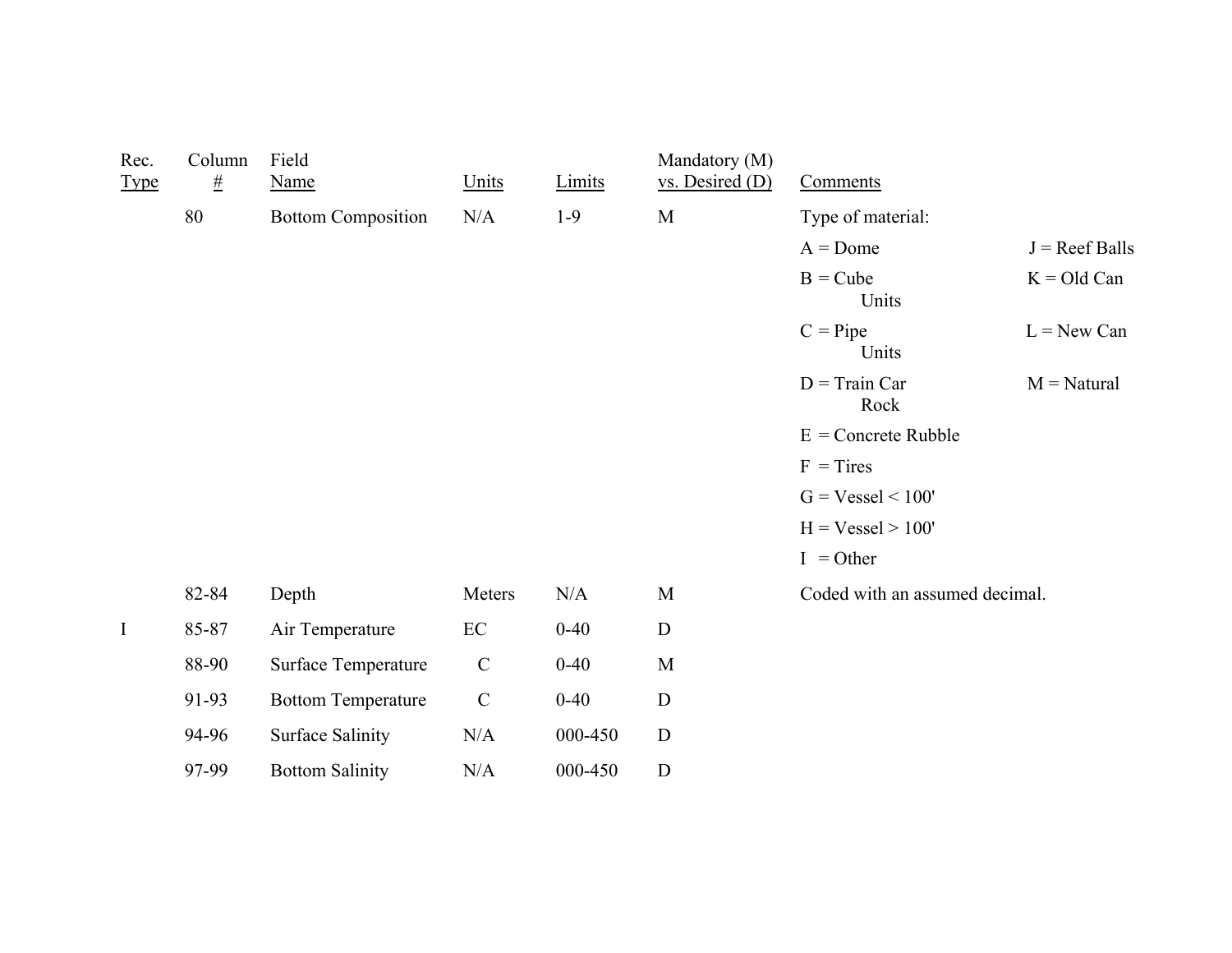| Rec. Type | Column # | Field Name | Units | Limits | Mandatory (M) vs. Desired (D) | Comments | |
|---|---|---|---|---|---|---|---|
| | 80 | Bottom Composition | N/A | 1-9 | M | Type of material: | |
| | | | | | | A = Dome | J = Reef Balls |
| | | | | | | B = Cube Units | K = Old Can |
| | | | | | | C = Pipe Units | L = New Can |
| | | | | | | D = Train Car Rock | M = Natural |
| | | | | | | E = Concrete Rubble | |
| | | | | | | F = Tires | |
| | | | | | | G = Vessel < 100' | |
| | | | | | | H = Vessel > 100' | |
| | | | | | | I = Other | |
| | 82-84 | Depth | Meters | N/A | M | Coded with an assumed decimal. | |
| I | 85-87 | Air Temperature | EC | 0-40 | D | | |
| | 88-90 | Surface Temperature | C | 0-40 | M | | |
| | 91-93 | Bottom Temperature | C | 0-40 | D | | |
| | 94-96 | Surface Salinity | N/A | 000-450 | D | | |
| | 97-99 | Bottom Salinity | N/A | 000-450 | D | | |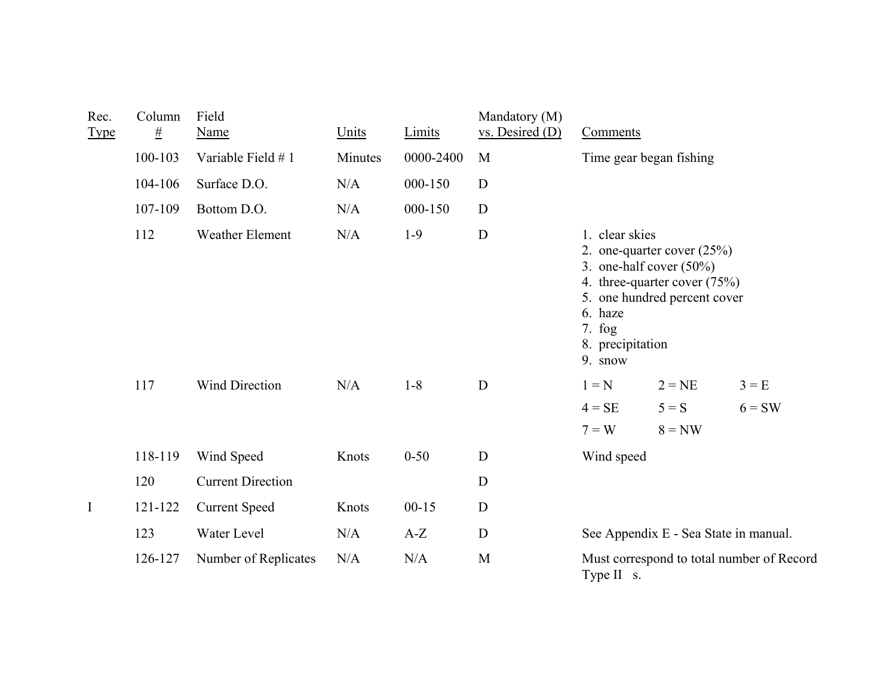| Rec. Type | Column # | Field Name | Units | Limits | Mandatory (M) vs. Desired (D) | Comments |
|---|---|---|---|---|---|---|
| | 100-103 | Variable Field # 1 | Minutes | 0000-2400 | M | Time gear began fishing |
| | 104-106 | Surface D.O. | N/A | 000-150 | D | |
| | 107-109 | Bottom D.O. | N/A | 000-150 | D | |
| | 112 | Weather Element | N/A | 1-9 | D | 1. clear skies<br>2. one-quarter cover (25%)<br>3. one-half cover (50%)<br>4. three-quarter cover (75%)<br>5. one hundred percent cover<br>6. haze<br>7. fog<br>8. precipitation<br>9. snow |
| | 117 | Wind Direction | N/A | 1-8 | D | 1 = N 2 = NE 3 = E<br>4 = SE 5 = S 6 = SW<br>7 = W 8 = NW |
| | 118-119 | Wind Speed | Knots | 0-50 | D | Wind speed |
| | 120 | Current Direction | | | D | |
| I | 121-122 | Current Speed | Knots | 00-15 | D | |
| | 123 | Water Level | N/A | A-Z | D | See Appendix E - Sea State in manual. |
| | 126-127 | Number of Replicates | N/A | N/A | M | Must correspond to total number of Record Type II s. |